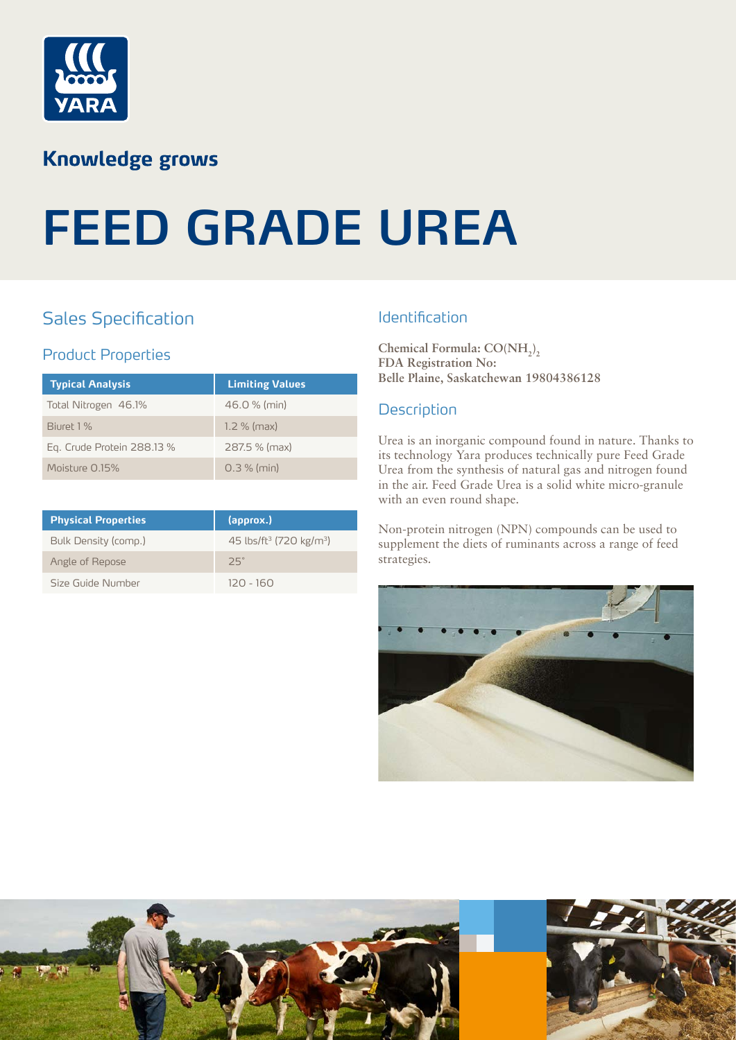Knowledge grows

# FEED GRADE UREA

## Sales Specification

### Product Properties

| Typical Analysis | Limiting Values |
| --- | --- |
| Total Nitrogen 46.1% | 46.0 % (min) |
| Biuret 1 % | 1.2 % (max) |
| Eq. Crude Protein 288.13 % | 287.5 % (max) |
| Moisture 0.15% | 0.3 % (min) |

| Physical Properties | (approx.) |
| --- | --- |
| Bulk Density (comp.) | 45 lbs/ft$^3$ (720 kg/m$^3$) |
| Angle of Repose | 25° |
| Size Guide Number | 120 - 160 |

## Identification

**Chemical Formula: $CO(NH_2)_2$**
**FDA Registration No:**
**Belle Plaine, Saskatchewan 19804386128**

## Description

Urea is an inorganic compound found in nature. Thanks to its technology Yara produces technically pure Feed Grade Urea from the synthesis of natural gas and nitrogen found in the air. Feed Grade Urea is a solid white micro-granule with an even round shape.

Non-protein nitrogen (NPN) compounds can be used to supplement the diets of ruminants across a range of feed strategies.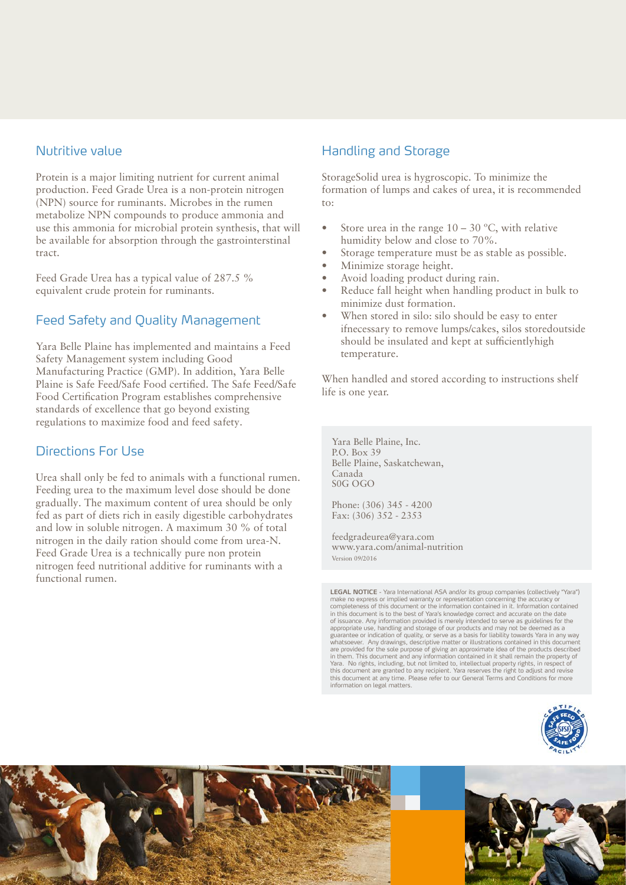## Nutritive value

Protein is a major limiting nutrient for current animal production. Feed Grade Urea is a non-protein nitrogen (NPN) source for ruminants. Microbes in the rumen metabolize NPN compounds to produce ammonia and use this ammonia for microbial protein synthesis, that will be available for absorption through the gastrointerstinal tract.

Feed Grade Urea has a typical value of 287.5 % equivalent crude protein for ruminants.

## Feed Safety and Quality Management

Yara Belle Plaine has implemented and maintains a Feed Safety Management system including Good Manufacturing Practice (GMP). In addition, Yara Belle Plaine is Safe Feed/Safe Food certified. The Safe Feed/Safe Food Certification Program establishes comprehensive standards of excellence that go beyond existing regulations to maximize food and feed safety.

## Directions For Use

Urea shall only be fed to animals with a functional rumen. Feeding urea to the maximum level dose should be done gradually. The maximum content of urea should be only fed as part of diets rich in easily digestible carbohydrates and low in soluble nitrogen. A maximum 30 % of total nitrogen in the daily ration should come from urea-N. Feed Grade Urea is a technically pure non protein nitrogen feed nutritional additive for ruminants with a functional rumen.

## Handling and Storage

StorageSolid urea is hygroscopic. To minimize the formation of lumps and cakes of urea, it is recommended to:

- Store urea in the range 10 – 30 ºC, with relative humidity below and close to 70%.
- Storage temperature must be as stable as possible.
- Minimize storage height.
- Avoid loading product during rain.
- Reduce fall height when handling product in bulk to minimize dust formation.
- When stored in silo: silo should be easy to enter ifnecessary to remove lumps/cakes, silos storedoutside should be insulated and kept at sufficientlyhigh temperature.

When handled and stored according to instructions shelf life is one year.

Yara Belle Plaine, Inc.
P.O. Box 39
Belle Plaine, Saskatchewan,
Canada
S0G OGO

Phone: (306) 345 - 4200
Fax: (306) 352 - 2353

feedgradeurea@yara.com
www.yara.com/animal-nutrition
Version 09/2016

**LEGAL NOTICE** - Yara International ASA and/or its group companies (collectively "Yara") make no express or implied warranty or representation concerning the accuracy or completeness of this document or the information contained in it. Information contained in this document is to the best of Yara's knowledge correct and accurate on the date of issuance. Any information provided is merely intended to serve as guidelines for the appropriate use, handling and storage of our products and may not be deemed as a guarantee or indication of quality, or serve as a basis for liability towards Yara in any way whatsoever. Any drawings, descriptive matter or illustrations contained in this document are provided for the sole purpose of giving an approximate idea of the products described in them. This document and any information contained in it shall remain the property of Yara. No rights, including, but not limited to, intellectual property rights, in respect of this document are granted to any recipient. Yara reserves the right to adjust and revise this document at any time. Please refer to our General Terms and Conditions for more information on legal matters.